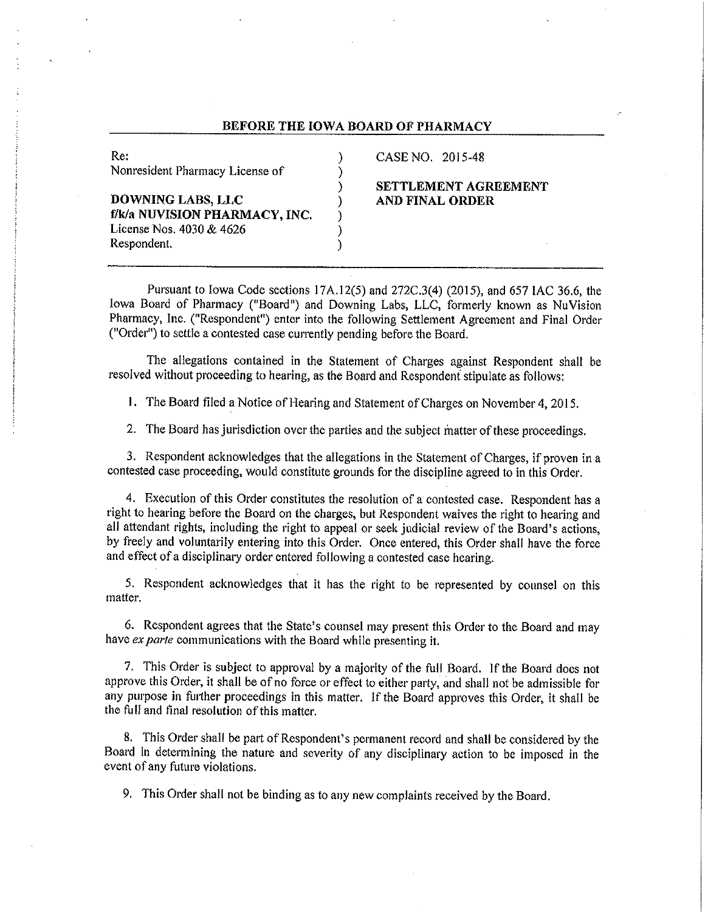## BEFORE THE IOWA BOARD OF PHARMACY

| | | |
|---|---|---|
| Re: | ) | CASE NO. 2015-48 |
| Nonresident Pharmacy License of | ) | |
| | ) | **SETTLEMENT AGREEMENT** |
| **DOWNING LABS, LLC** | ) | **AND FINAL ORDER** |
| **f/k/a NUVISION PHARMACY, INC.** | ) | |
| License Nos. 4030 & 4626 | ) | |
| Respondent. | ) | |

Pursuant to Iowa Code sections 17A.12(5) and 272C.3(4) (2015), and 657 IAC 36.6, the Iowa Board of Pharmacy ("Board") and Downing Labs, LLC, formerly known as NuVision Pharmacy, Inc. ("Respondent") enter into the following Settlement Agreement and Final Order ("Order") to settle a contested case currently pending before the Board.

The allegations contained in the Statement of Charges against Respondent shall be resolved without proceeding to hearing, as the Board and Respondent stipulate as follows:

1. The Board filed a Notice of Hearing and Statement of Charges on November 4, 2015.

2. The Board has jurisdiction over the parties and the subject matter of these proceedings.

3. Respondent acknowledges that the allegations in the Statement of Charges, if proven in a contested case proceeding, would constitute grounds for the discipline agreed to in this Order.

4. Execution of this Order constitutes the resolution of a contested case. Respondent has a right to hearing before the Board on the charges, but Respondent waives the right to hearing and all attendant rights, including the right to appeal or seek judicial review of the Board's actions, by freely and voluntarily entering into this Order. Once entered, this Order shall have the force and effect of a disciplinary order entered following a contested case hearing.

5. Respondent acknowledges that it has the right to be represented by counsel on this matter.

6. Respondent agrees that the State's counsel may present this Order to the Board and may have *ex parte* communications with the Board while presenting it.

7. This Order is subject to approval by a majority of the full Board. If the Board does not approve this Order, it shall be of no force or effect to either party, and shall not be admissible for any purpose in further proceedings in this matter. If the Board approves this Order, it shall be the full and final resolution of this matter.

8. This Order shall be part of Respondent's permanent record and shall be considered by the Board in determining the nature and severity of any disciplinary action to be imposed in the event of any future violations.

9. This Order shall not be binding as to any new complaints received by the Board.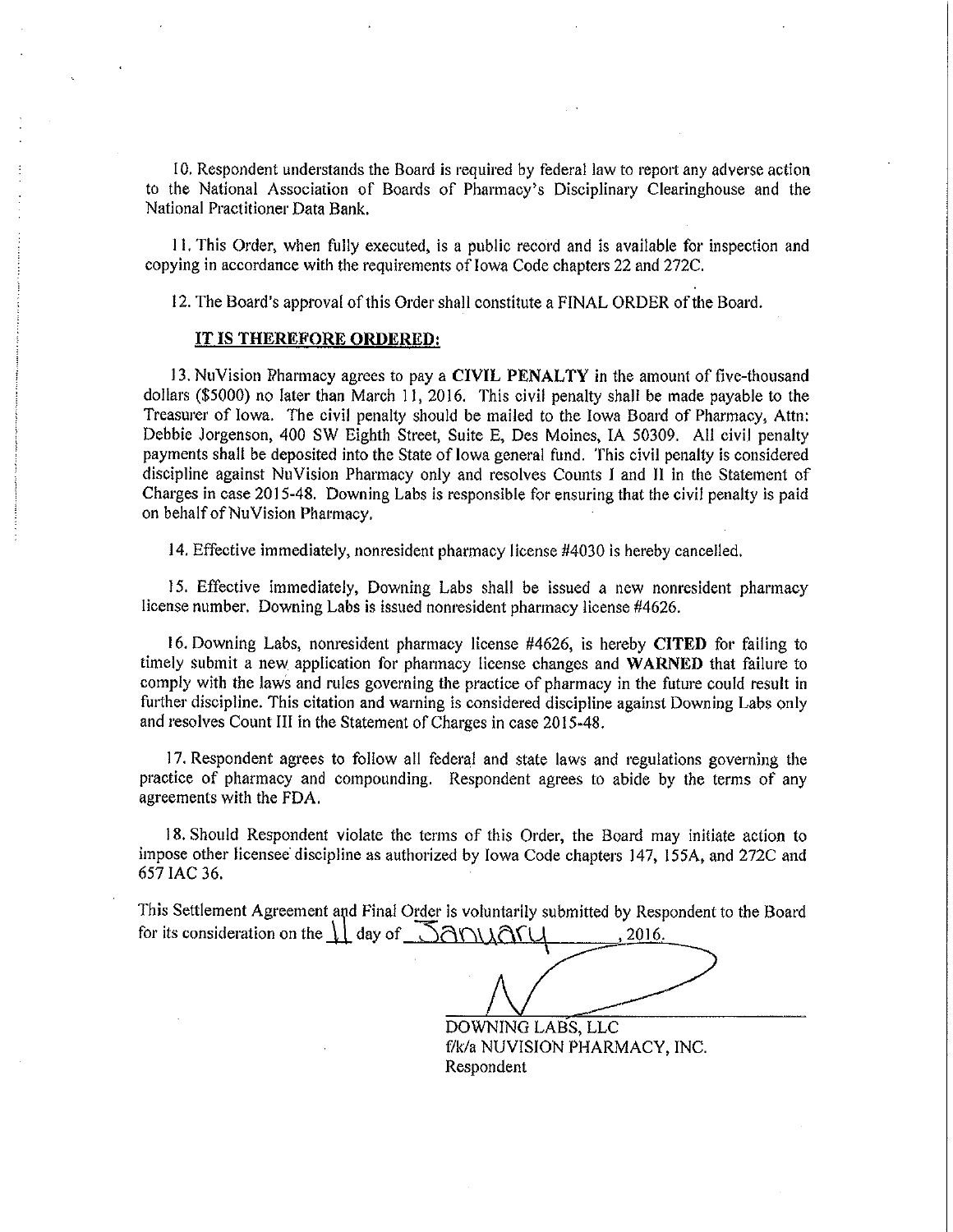10. Respondent understands the Board is required by federal law to report any adverse action to the National Association of Boards of Pharmacy's Disciplinary Clearinghouse and the National Practitioner Data Bank.

11. This Order, when fully executed, is a public record and is available for inspection and copying in accordance with the requirements of Iowa Code chapters 22 and 272C.

12. The Board's approval of this Order shall constitute a FINAL ORDER of the Board.

**IT IS THEREFORE ORDERED:**

13. NuVision Pharmacy agrees to pay a **CIVIL PENALTY** in the amount of five-thousand dollars ($5000) no later than March 11, 2016. This civil penalty shall be made payable to the Treasurer of Iowa. The civil penalty should be mailed to the Iowa Board of Pharmacy, Attn: Debbie Jorgenson, 400 SW Eighth Street, Suite E, Des Moines, IA 50309. All civil penalty payments shall be deposited into the State of Iowa general fund. This civil penalty is considered discipline against NuVision Pharmacy only and resolves Counts I and II in the Statement of Charges in case 2015-48. Downing Labs is responsible for ensuring that the civil penalty is paid on behalf of NuVision Pharmacy.

14. Effective immediately, nonresident pharmacy license #4030 is hereby cancelled.

15. Effective immediately, Downing Labs shall be issued a new nonresident pharmacy license number. Downing Labs is issued nonresident pharmacy license #4626.

16. Downing Labs, nonresident pharmacy license #4626, is hereby **CITED** for failing to timely submit a new application for pharmacy license changes and **WARNED** that failure to comply with the laws and rules governing the practice of pharmacy in the future could result in further discipline. This citation and warning is considered discipline against Downing Labs only and resolves Count III in the Statement of Charges in case 2015-48.

17. Respondent agrees to follow all federal and state laws and regulations governing the practice of pharmacy and compounding. Respondent agrees to abide by the terms of any agreements with the FDA.

18. Should Respondent violate the terms of this Order, the Board may initiate action to impose other licensee discipline as authorized by Iowa Code chapters 147, 155A, and 272C and 657 IAC 36.

This Settlement Agreement and Final Order is voluntarily submitted by Respondent to the Board for its consideration on the 11 day of January, 2016.

DOWNING LABS, LLC
f/k/a NUVISION PHARMACY, INC.
Respondent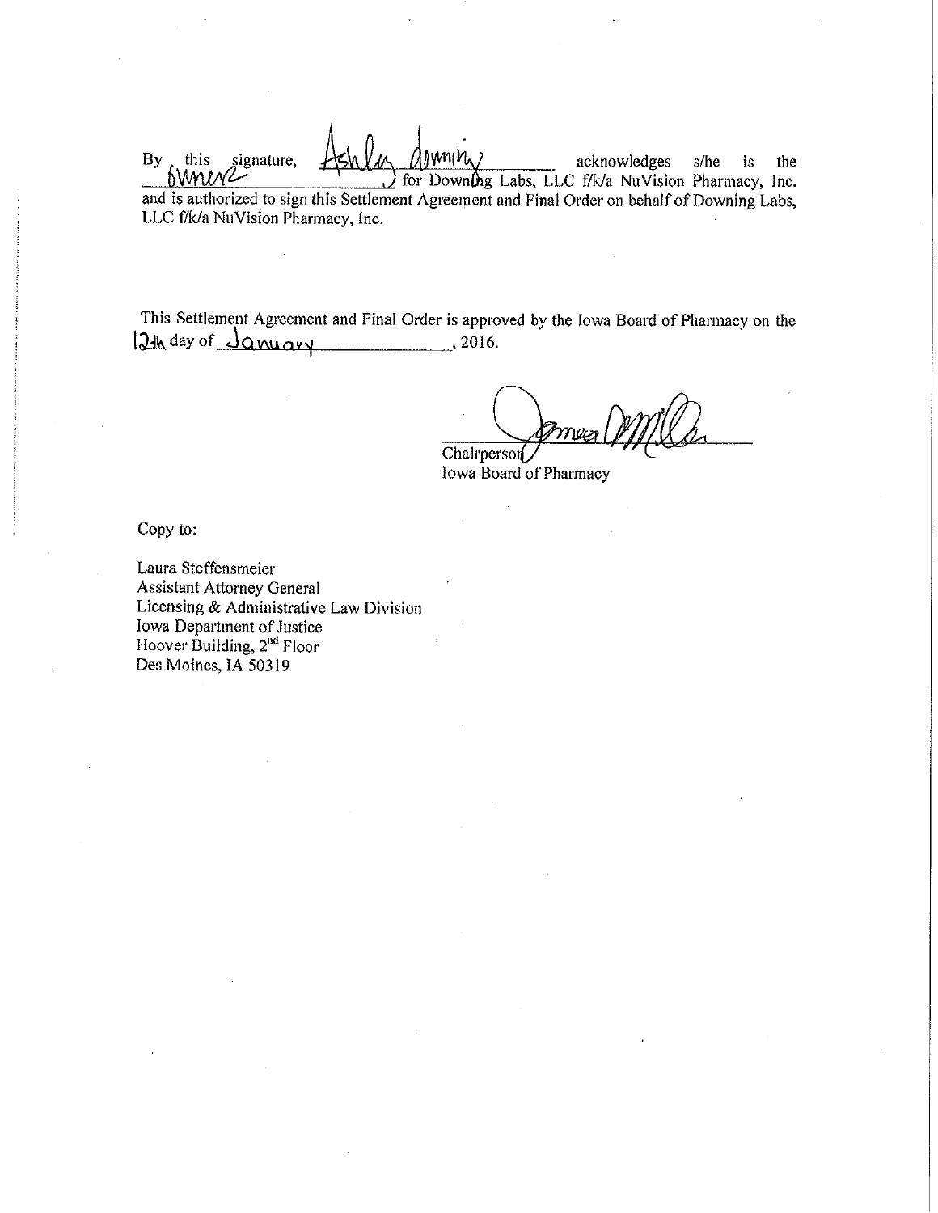By, this signature, Ashley downing acknowledges s/he is the owner for Downing Labs, LLC f/k/a NuVision Pharmacy, Inc. and is authorized to sign this Settlement Agreement and Final Order on behalf of Downing Labs, LLC f/k/a NuVision Pharmacy, Inc.

This Settlement Agreement and Final Order is approved by the Iowa Board of Pharmacy on the 12th day of January, 2016.

Chairperson
Iowa Board of Pharmacy

Copy to:

Laura Steffensmeier
Assistant Attorney General
Licensing & Administrative Law Division
Iowa Department of Justice
Hoover Building, 2nd Floor
Des Moines, IA 50319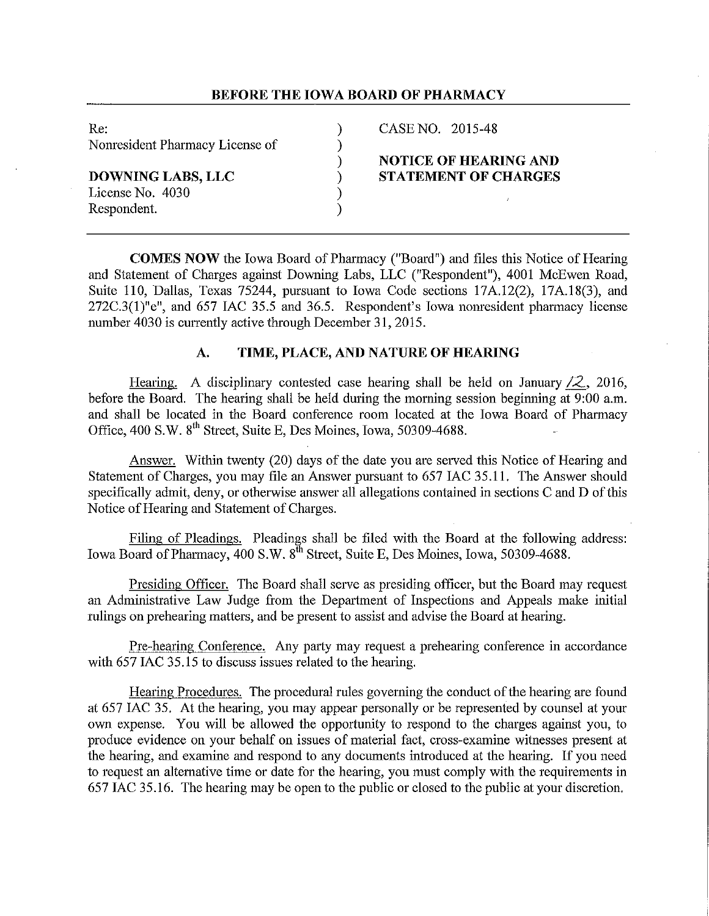**BEFORE THE IOWA BOARD OF PHARMACY**

| | | |
|---|---|---|
| Re: | ) | CASE NO. 2015-48 |
| Nonresident Pharmacy License of | ) | |
| | ) | **NOTICE OF HEARING AND** |
| **DOWNING LABS, LLC** | ) | **STATEMENT OF CHARGES** |
| License No. 4030 | ) | |
| Respondent. | ) | |

**COMES NOW** the Iowa Board of Pharmacy ("Board") and files this Notice of Hearing and Statement of Charges against Downing Labs, LLC ("Respondent"), 4001 McEwen Road, Suite 110, Dallas, Texas 75244, pursuant to Iowa Code sections 17A.12(2), 17A.18(3), and 272C.3(1)"e", and 657 IAC 35.5 and 36.5. Respondent's Iowa nonresident pharmacy license number 4030 is currently active through December 31, 2015.

## A. TIME, PLACE, AND NATURE OF HEARING

Hearing. A disciplinary contested case hearing shall be held on January 12, 2016, before the Board. The hearing shall be held during the morning session beginning at 9:00 a.m. and shall be located in the Board conference room located at the Iowa Board of Pharmacy Office, 400 S.W. 8th Street, Suite E, Des Moines, Iowa, 50309-4688.

Answer. Within twenty (20) days of the date you are served this Notice of Hearing and Statement of Charges, you may file an Answer pursuant to 657 IAC 35.11. The Answer should specifically admit, deny, or otherwise answer all allegations contained in sections C and D of this Notice of Hearing and Statement of Charges.

Filing of Pleadings. Pleadings shall be filed with the Board at the following address: Iowa Board of Pharmacy, 400 S.W. 8th Street, Suite E, Des Moines, Iowa, 50309-4688.

Presiding Officer. The Board shall serve as presiding officer, but the Board may request an Administrative Law Judge from the Department of Inspections and Appeals make initial rulings on prehearing matters, and be present to assist and advise the Board at hearing.

Pre-hearing Conference. Any party may request a prehearing conference in accordance with 657 IAC 35.15 to discuss issues related to the hearing.

Hearing Procedures. The procedural rules governing the conduct of the hearing are found at 657 IAC 35. At the hearing, you may appear personally or be represented by counsel at your own expense. You will be allowed the opportunity to respond to the charges against you, to produce evidence on your behalf on issues of material fact, cross-examine witnesses present at the hearing, and examine and respond to any documents introduced at the hearing. If you need to request an alternative time or date for the hearing, you must comply with the requirements in 657 IAC 35.16. The hearing may be open to the public or closed to the public at your discretion.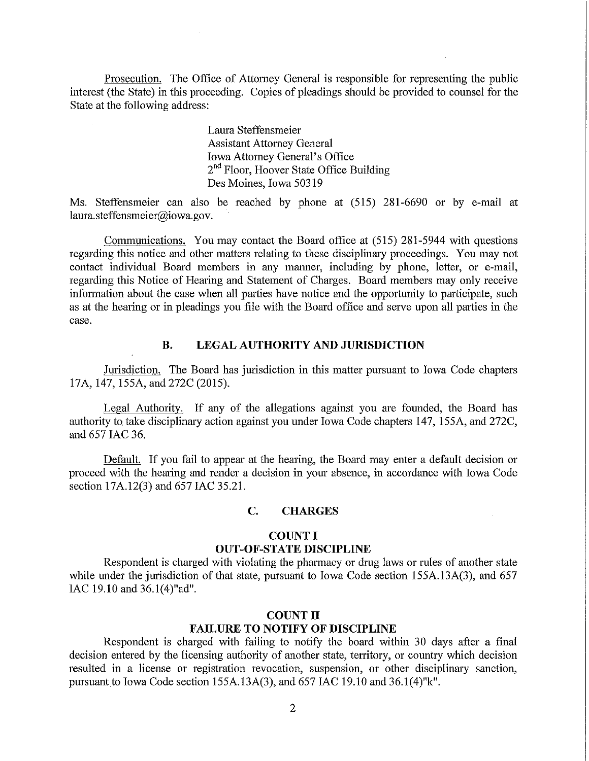Prosecution. The Office of Attorney General is responsible for representing the public interest (the State) in this proceeding. Copies of pleadings should be provided to counsel for the State at the following address:

> Laura Steffensmeier
> Assistant Attorney General
> Iowa Attorney General's Office
> 2nd Floor, Hoover State Office Building
> Des Moines, Iowa 50319

Ms. Steffensmeier can also be reached by phone at (515) 281-6690 or by e-mail at laura.steffensmeier@iowa.gov.

Communications. You may contact the Board office at (515) 281-5944 with questions regarding this notice and other matters relating to these disciplinary proceedings. You may not contact individual Board members in any manner, including by phone, letter, or e-mail, regarding this Notice of Hearing and Statement of Charges. Board members may only receive information about the case when all parties have notice and the opportunity to participate, such as at the hearing or in pleadings you file with the Board office and serve upon all parties in the case.

## B. LEGAL AUTHORITY AND JURISDICTION

Jurisdiction. The Board has jurisdiction in this matter pursuant to Iowa Code chapters 17A, 147, 155A, and 272C (2015).

Legal Authority. If any of the allegations against you are founded, the Board has authority to take disciplinary action against you under Iowa Code chapters 147, 155A, and 272C, and 657 IAC 36.

Default. If you fail to appear at the hearing, the Board may enter a default decision or proceed with the hearing and render a decision in your absence, in accordance with Iowa Code section 17A.12(3) and 657 IAC 35.21.

## C. CHARGES

### COUNT I
### OUT-OF-STATE DISCIPLINE

Respondent is charged with violating the pharmacy or drug laws or rules of another state while under the jurisdiction of that state, pursuant to Iowa Code section 155A.13A(3), and 657 IAC 19.10 and 36.1(4)"ad".

### COUNT II
### FAILURE TO NOTIFY OF DISCIPLINE

Respondent is charged with failing to notify the board within 30 days after a final decision entered by the licensing authority of another state, territory, or country which decision resulted in a license or registration revocation, suspension, or other disciplinary sanction, pursuant to Iowa Code section 155A.13A(3), and 657 IAC 19.10 and 36.1(4)"k".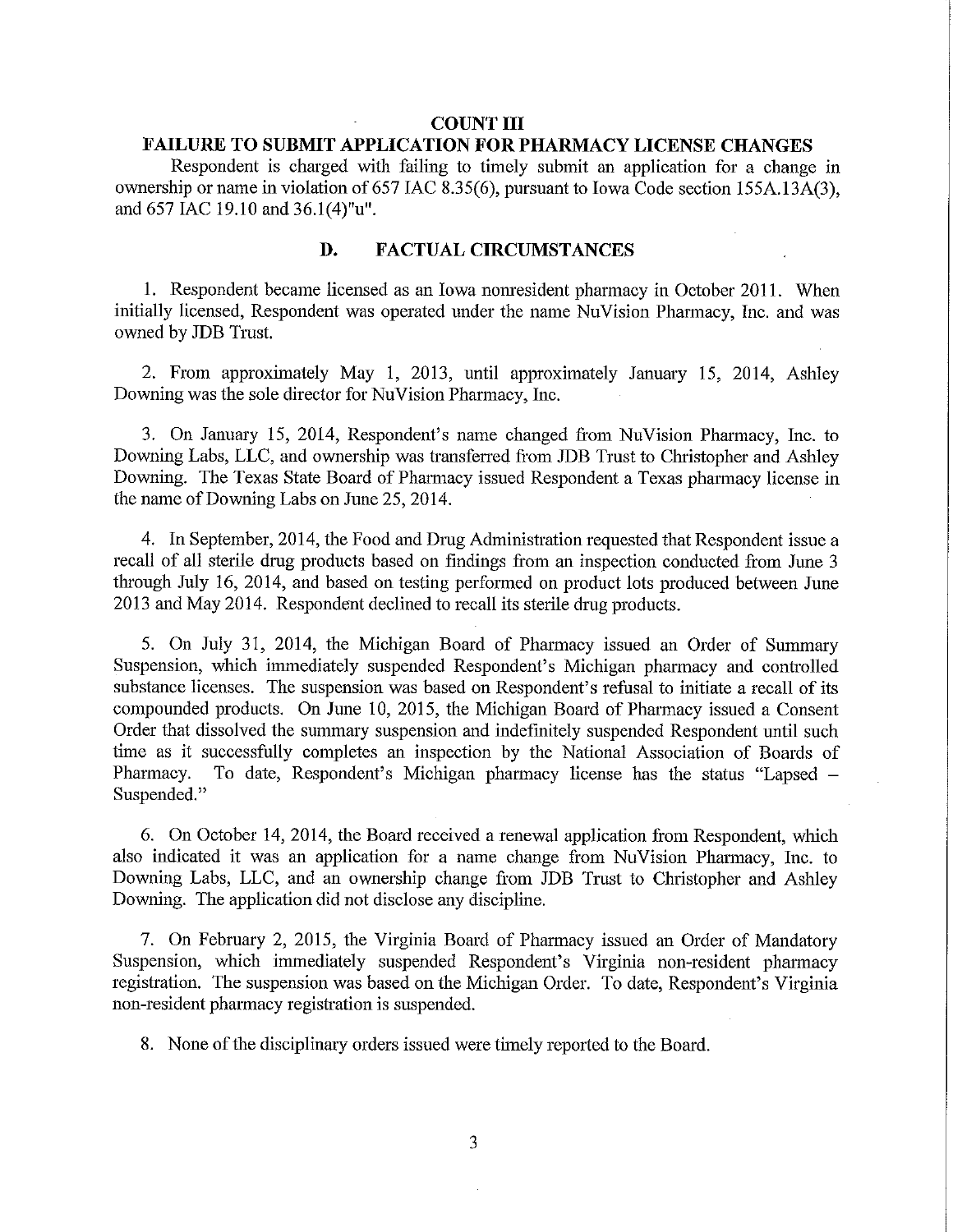## COUNT III

## FAILURE TO SUBMIT APPLICATION FOR PHARMACY LICENSE CHANGES

Respondent is charged with failing to timely submit an application for a change in ownership or name in violation of 657 IAC 8.35(6), pursuant to Iowa Code section 155A.13A(3), and 657 IAC 19.10 and 36.1(4)"u".

## D. FACTUAL CIRCUMSTANCES

1. Respondent became licensed as an Iowa nonresident pharmacy in October 2011. When initially licensed, Respondent was operated under the name NuVision Pharmacy, Inc. and was owned by JDB Trust.

2. From approximately May 1, 2013, until approximately January 15, 2014, Ashley Downing was the sole director for NuVision Pharmacy, Inc.

3. On January 15, 2014, Respondent's name changed from NuVision Pharmacy, Inc. to Downing Labs, LLC, and ownership was transferred from JDB Trust to Christopher and Ashley Downing. The Texas State Board of Pharmacy issued Respondent a Texas pharmacy license in the name of Downing Labs on June 25, 2014.

4. In September, 2014, the Food and Drug Administration requested that Respondent issue a recall of all sterile drug products based on findings from an inspection conducted from June 3 through July 16, 2014, and based on testing performed on product lots produced between June 2013 and May 2014. Respondent declined to recall its sterile drug products.

5. On July 31, 2014, the Michigan Board of Pharmacy issued an Order of Summary Suspension, which immediately suspended Respondent's Michigan pharmacy and controlled substance licenses. The suspension was based on Respondent's refusal to initiate a recall of its compounded products. On June 10, 2015, the Michigan Board of Pharmacy issued a Consent Order that dissolved the summary suspension and indefinitely suspended Respondent until such time as it successfully completes an inspection by the National Association of Boards of Pharmacy. To date, Respondent's Michigan pharmacy license has the status "Lapsed – Suspended."

6. On October 14, 2014, the Board received a renewal application from Respondent, which also indicated it was an application for a name change from NuVision Pharmacy, Inc. to Downing Labs, LLC, and an ownership change from JDB Trust to Christopher and Ashley Downing. The application did not disclose any discipline.

7. On February 2, 2015, the Virginia Board of Pharmacy issued an Order of Mandatory Suspension, which immediately suspended Respondent's Virginia non-resident pharmacy registration. The suspension was based on the Michigan Order. To date, Respondent's Virginia non-resident pharmacy registration is suspended.

8. None of the disciplinary orders issued were timely reported to the Board.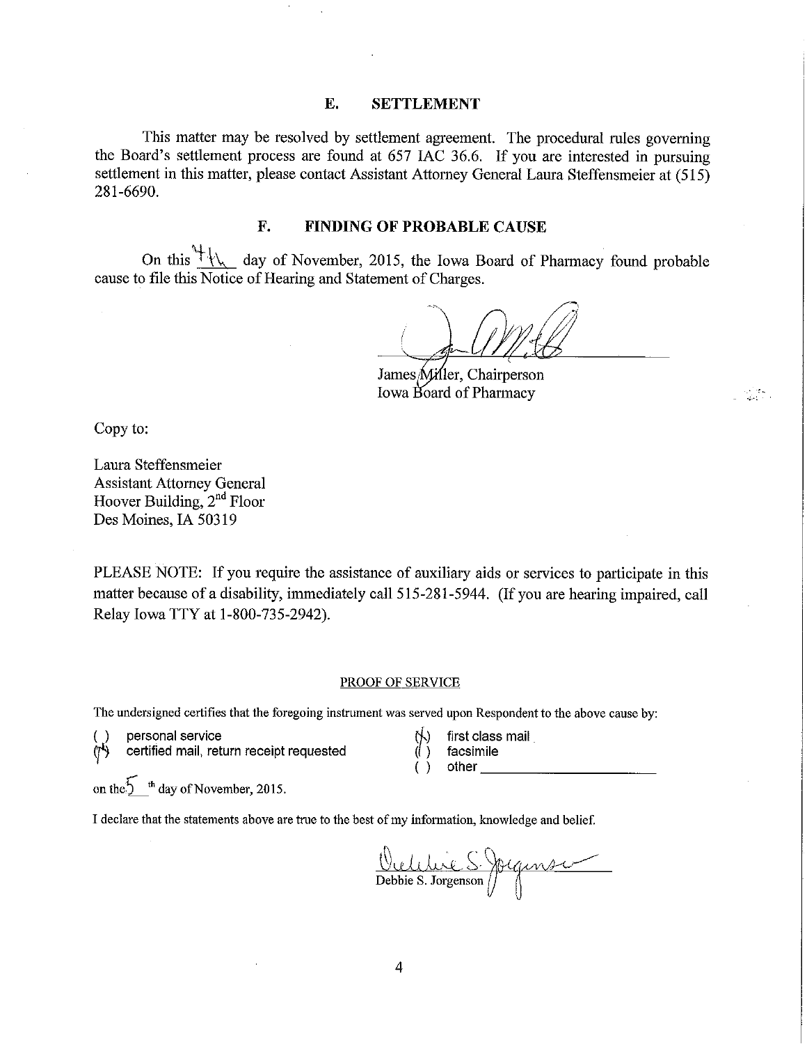## E. SETTLEMENT

This matter may be resolved by settlement agreement. The procedural rules governing the Board's settlement process are found at 657 IAC 36.6. If you are interested in pursuing settlement in this matter, please contact Assistant Attorney General Laura Steffensmeier at (515) 281-6690.

## F. FINDING OF PROBABLE CAUSE

On this 4th day of November, 2015, the Iowa Board of Pharmacy found probable cause to file this Notice of Hearing and Statement of Charges.

James Miller, Chairperson
Iowa Board of Pharmacy

Copy to:

Laura Steffensmeier
Assistant Attorney General
Hoover Building, 2nd Floor
Des Moines, IA 50319

PLEASE NOTE: If you require the assistance of auxiliary aids or services to participate in this matter because of a disability, immediately call 515-281-5944. (If you are hearing impaired, call Relay Iowa TTY at 1-800-735-2942).

PROOF OF SERVICE

The undersigned certifies that the foregoing instrument was served upon Respondent to the above cause by:

( ) personal service
(X) certified mail, return receipt requested
(X) first class mail
( ) facsimile
( ) other ______________________

on the 5th day of November, 2015.

I declare that the statements above are true to the best of my information, knowledge and belief.

Debbie S. Jorgenson